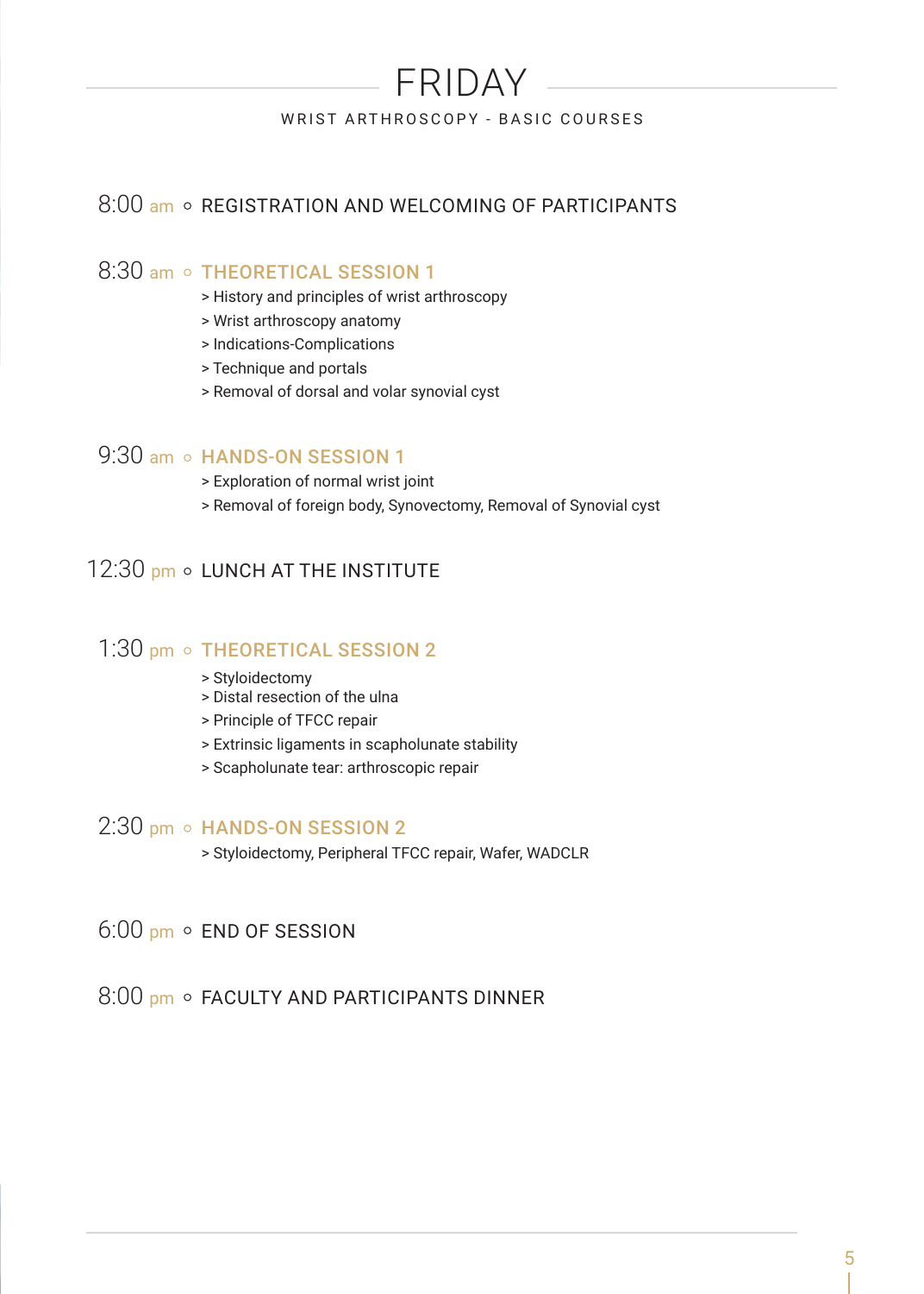# FRIDAY

WRIST ARTHROSCOPY - BASIC COURSES

**8:00 am** ○ REGISTRATION AND WELCOMING OF PARTICIPANTS

**8:30 am** ○ **THEORETICAL SESSION 1**

> History and principles of wrist arthroscopy
> Wrist arthroscopy anatomy
> Indications-Complications
> Technique and portals
> Removal of dorsal and volar synovial cyst

**9:30 am** ○ **HANDS-ON SESSION 1**

> Exploration of normal wrist joint
> Removal of foreign body, Synovectomy, Removal of Synovial cyst

**12:30 pm** ○ LUNCH AT THE INSTITUTE

**1:30 pm** ○ **THEORETICAL SESSION 2**

> Styloidectomy
> Distal resection of the ulna
> Principle of TFCC repair
> Extrinsic ligaments in scapholunate stability
> Scapholunate tear: arthroscopic repair

**2:30 pm** ○ **HANDS-ON SESSION 2**

> Styloidectomy, Peripheral TFCC repair, Wafer, WADCLR

**6:00 pm** ○ END OF SESSION

**8:00 pm** ○ FACULTY AND PARTICIPANTS DINNER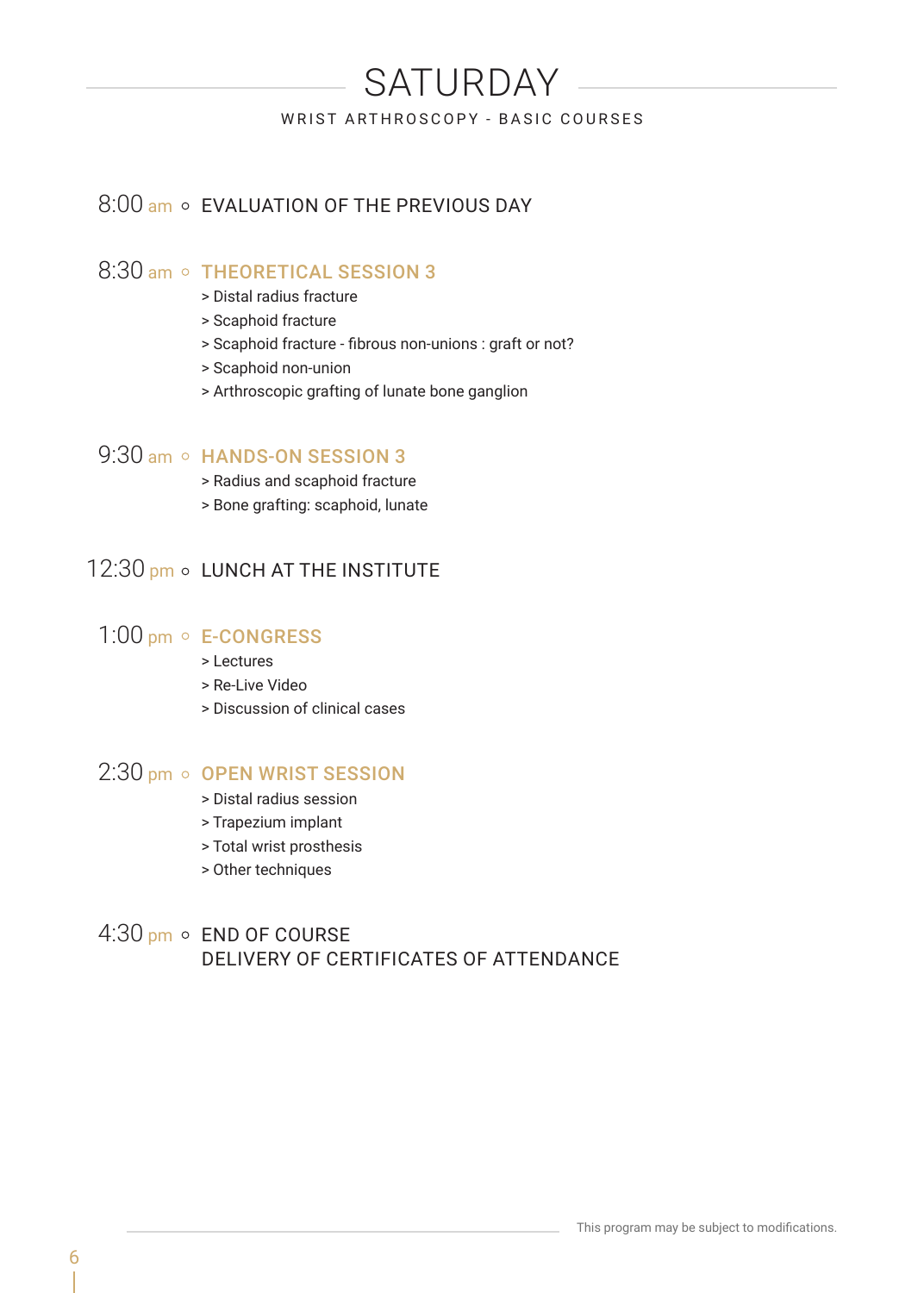# SATURDAY

WRIST ARTHROSCOPY - BASIC COURSES

**8:00 am** ○ EVALUATION OF THE PREVIOUS DAY

**8:30 am** ○ **THEORETICAL SESSION 3**

> Distal radius fracture
> Scaphoid fracture
> Scaphoid fracture - fibrous non-unions : graft or not?
> Scaphoid non-union
> Arthroscopic grafting of lunate bone ganglion

**9:30 am** ○ **HANDS-ON SESSION 3**

> Radius and scaphoid fracture
> Bone grafting: scaphoid, lunate

**12:30 pm** ○ LUNCH AT THE INSTITUTE

**1:00 pm** ○ **E-CONGRESS**

> Lectures
> Re-Live Video
> Discussion of clinical cases

**2:30 pm** ○ **OPEN WRIST SESSION**

> Distal radius session
> Trapezium implant
> Total wrist prosthesis
> Other techniques

**4:30 pm** ○ END OF COURSE
DELIVERY OF CERTIFICATES OF ATTENDANCE

This program may be subject to modifications.